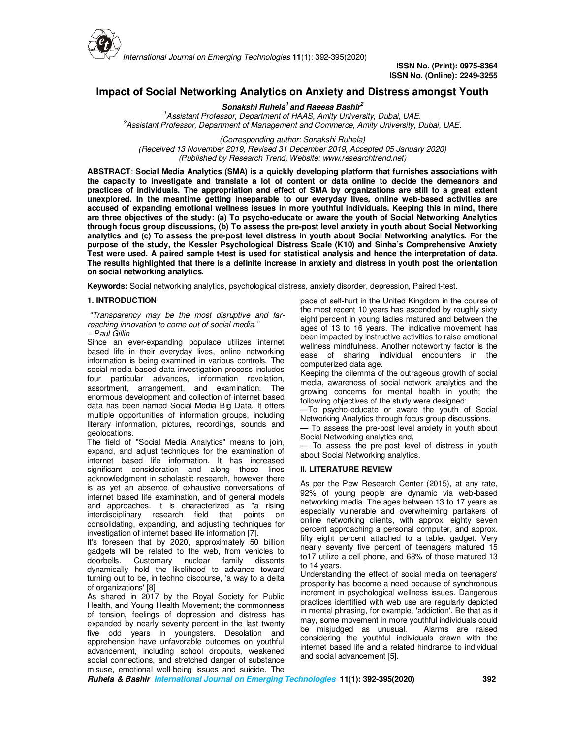# Impact of Social Networking Analytics on Anxiety and Distress amongst Youth

***Sonakshi Ruhela[1] and Raeesa Bashir[2]***

[1]*Assistant Professor, Department of HAAS, Amity University, Dubai, UAE.*
[2]*Assistant Professor, Department of Management and Commerce, Amity University, Dubai, UAE.*

*(Corresponding author: Sonakshi Ruhela)*
*(Received 13 November 2019, Revised 31 December 2019, Accepted 05 January 2020)*
*(Published by Research Trend, Website: www.researchtrend.net)*

**ABSTRACT**: **Social Media Analytics (SMA) is a quickly developing platform that furnishes associations with the capacity to investigate and translate a lot of content or data online to decide the demeanors and practices of individuals. The appropriation and effect of SMA by organizations are still to a great extent unexplored. In the meantime getting inseparable to our everyday lives, online web-based activities are accused of expanding emotional wellness issues in more youthful individuals. Keeping this in mind, there are three objectives of the study: (a) To psycho-educate or aware the youth of Social Networking Analytics through focus group discussions, (b) To assess the pre-post level anxiety in youth about Social Networking analytics and (c) To assess the pre-post level distress in youth about Social Networking analytics. For the purpose of the study, the Kessler Psychological Distress Scale (K10) and Sinha's Comprehensive Anxiety Test were used. A paired sample t-test is used for statistical analysis and hence the interpretation of data. The results highlighted that there is a definite increase in anxiety and distress in youth post the orientation on social networking analytics.**

**Keywords:** Social networking analytics, psychological distress, anxiety disorder, depression, Paired t-test.

## 1. INTRODUCTION

*"Transparency may be the most disruptive and far-reaching innovation to come out of social media."*
*– Paul Gillin*

Since an ever-expanding populace utilizes internet based life in their everyday lives, online networking information is being examined in various controls. The social media based data investigation process includes four particular advances, information revelation, assortment, arrangement, and examination. The enormous development and collection of internet based data has been named Social Media Big Data. It offers multiple opportunities of information groups, including literary information, pictures, recordings, sounds and geolocations.

The field of "Social Media Analytics" means to join, expand, and adjust techniques for the examination of internet based life information. It has increased significant consideration and along these lines acknowledgment in scholastic research, however there is as yet an absence of exhaustive conversations of internet based life examination, and of general models and approaches. It is characterized as "a rising interdisciplinary research field that points on consolidating, expanding, and adjusting techniques for investigation of internet based life information [7].

It's foreseen that by 2020, approximately 50 billion gadgets will be related to the web, from vehicles to doorbells. Customary nuclear family dissents dynamically hold the likelihood to advance toward turning out to be, in techno discourse, 'a way to a delta of organizations' [8]

As shared in 2017 by the Royal Society for Public Health, and Young Health Movement; the commonness of tension, feelings of depression and distress has expanded by nearly seventy percent in the last twenty five odd years in youngsters. Desolation and apprehension have unfavorable outcomes on youthful advancement, including school dropouts, weakened social connections, and stretched danger of substance misuse, emotional well-being issues and suicide. The pace of self-hurt in the United Kingdom in the course of the most recent 10 years has ascended by roughly sixty eight percent in young ladies matured and between the ages of 13 to 16 years. The indicative movement has been impacted by instructive activities to raise emotional wellness mindfulness. Another noteworthy factor is the ease of sharing individual encounters in the computerized data age.

Keeping the dilemma of the outrageous growth of social media, awareness of social network analytics and the growing concerns for mental health in youth; the following objectives of the study were designed:

— To psycho-educate or aware the youth of Social Networking Analytics through focus group discussions.

— To assess the pre-post level anxiety in youth about Social Networking analytics and,

— To assess the pre-post level of distress in youth about Social Networking analytics.

## II. LITERATURE REVIEW

As per the Pew Research Center (2015), at any rate, 92% of young people are dynamic via web-based networking media. The ages between 13 to 17 years as especially vulnerable and overwhelming partakers of online networking clients, with approx. eighty seven percent approaching a personal computer, and approx. fifty eight percent attached to a tablet gadget. Very nearly seventy five percent of teenagers matured 15 to17 utilize a cell phone, and 68% of those matured 13 to 14 years.

Understanding the effect of social media on teenagers' prosperity has become a need because of synchronous increment in psychological wellness issues. Dangerous practices identified with web use are regularly depicted in mental phrasing, for example, 'addiction'. Be that as it may, some movement in more youthful individuals could be misjudged as unusual. Alarms are raised considering the youthful individuals drawn with the internet based life and a related hindrance to individual and social advancement [5].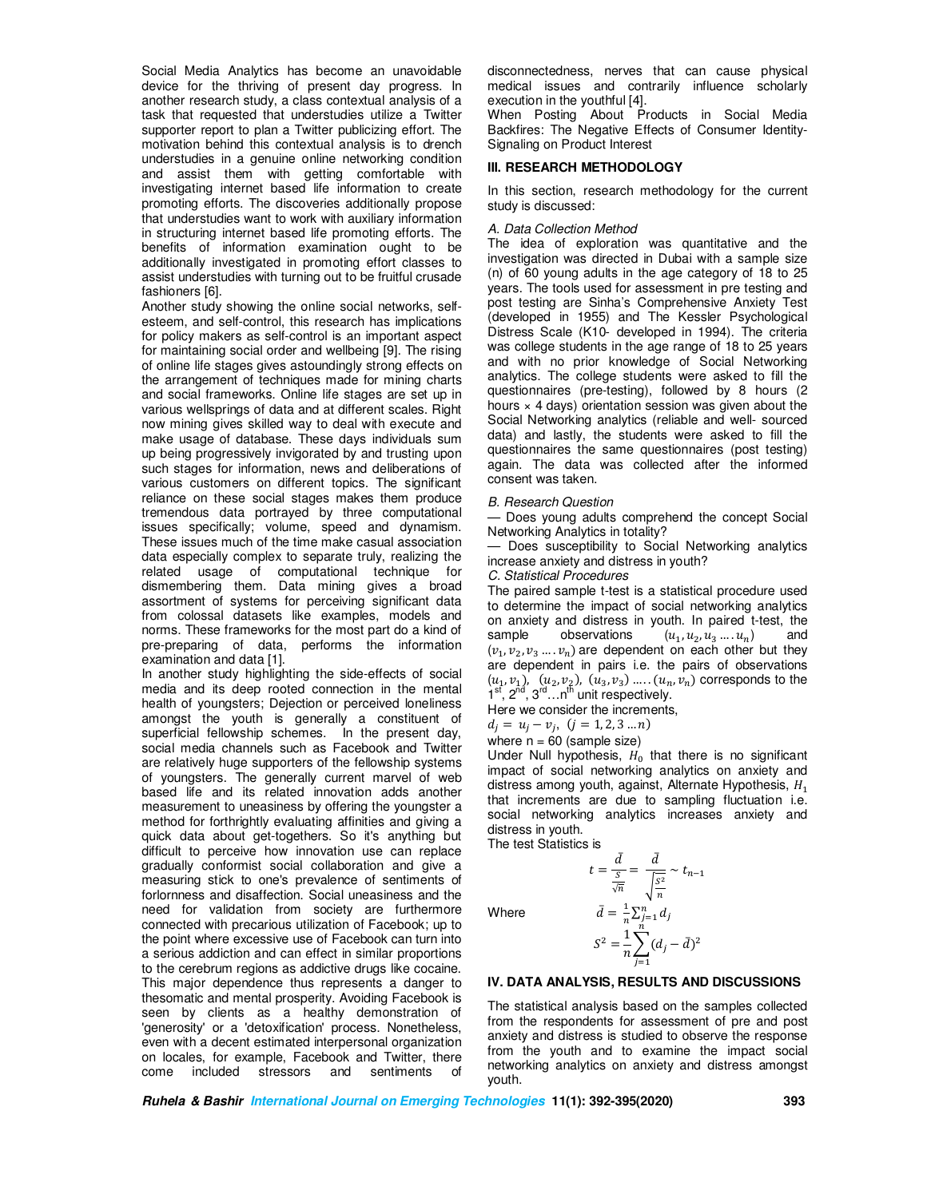Social Media Analytics has become an unavoidable device for the thriving of present day progress. In another research study, a class contextual analysis of a task that requested that understudies utilize a Twitter supporter report to plan a Twitter publicizing effort. The motivation behind this contextual analysis is to drench understudies in a genuine online networking condition and assist them with getting comfortable with investigating internet based life information to create promoting efforts. The discoveries additionally propose that understudies want to work with auxiliary information in structuring internet based life promoting efforts. The benefits of information examination ought to be additionally investigated in promoting effort classes to assist understudies with turning out to be fruitful crusade fashioners [6].

Another study showing the online social networks, self-esteem, and self-control, this research has implications for policy makers as self-control is an important aspect for maintaining social order and wellbeing [9]. The rising of online life stages gives astoundingly strong effects on the arrangement of techniques made for mining charts and social frameworks. Online life stages are set up in various wellsprings of data and at different scales. Right now mining gives skilled way to deal with execute and make usage of database. These days individuals sum up being progressively invigorated by and trusting upon such stages for information, news and deliberations of various customers on different topics. The significant reliance on these social stages makes them produce tremendous data portrayed by three computational issues specifically; volume, speed and dynamism. These issues much of the time make casual association data especially complex to separate truly, realizing the related usage of computational technique for dismembering them. Data mining gives a broad assortment of systems for perceiving significant data from colossal datasets like examples, models and norms. These frameworks for the most part do a kind of pre-preparing of data, performs the information examination and data [1].

In another study highlighting the side-effects of social media and its deep rooted connection in the mental health of youngsters; Dejection or perceived loneliness amongst the youth is generally a constituent of superficial fellowship schemes. In the present day, social media channels such as Facebook and Twitter are relatively huge supporters of the fellowship systems of youngsters. The generally current marvel of web based life and its related innovation adds another measurement to uneasiness by offering the youngster a method for forthrightly evaluating affinities and giving a quick data about get-togethers. So it's anything but difficult to perceive how innovation use can replace gradually conformist social collaboration and give a measuring stick to one's prevalence of sentiments of forlornness and disaffection. Social uneasiness and the need for validation from society are furthermore connected with precarious utilization of Facebook; up to the point where excessive use of Facebook can turn into a serious addiction and can effect in similar proportions to the cerebrum regions as addictive drugs like cocaine. This major dependence thus represents a danger to thesomatic and mental prosperity. Avoiding Facebook is seen by clients as a healthy demonstration of 'generosity' or a 'detoxification' process. Nonetheless, even with a decent estimated interpersonal organization on locales, for example, Facebook and Twitter, there come included stressors and sentiments of disconnectedness, nerves that can cause physical medical issues and contrarily influence scholarly execution in the youthful [4].

When Posting About Products in Social Media Backfires: The Negative Effects of Consumer Identity-Signaling on Product Interest

## III. RESEARCH METHODOLOGY

In this section, research methodology for the current study is discussed:

### *A. Data Collection Method*

The idea of exploration was quantitative and the investigation was directed in Dubai with a sample size (n) of 60 young adults in the age category of 18 to 25 years. The tools used for assessment in pre testing and post testing are Sinha's Comprehensive Anxiety Test (developed in 1955) and The Kessler Psychological Distress Scale (K10- developed in 1994). The criteria was college students in the age range of 18 to 25 years and with no prior knowledge of Social Networking analytics. The college students were asked to fill the questionnaires (pre-testing), followed by 8 hours (2 hours × 4 days) orientation session was given about the Social Networking analytics (reliable and well- sourced data) and lastly, the students were asked to fill the questionnaires the same questionnaires (post testing) again. The data was collected after the informed consent was taken.

### *B. Research Question*

— Does young adults comprehend the concept Social Networking Analytics in totality?

— Does susceptibility to Social Networking analytics increase anxiety and distress in youth?

### *C. Statistical Procedures*

The paired sample t-test is a statistical procedure used to determine the impact of social networking analytics on anxiety and distress in youth. In paired t-test, the sample observations $(u_1, u_2, u_3 \ldots . u_n)$ and $(v_1, v_2, v_3 \ldots . v_n)$ are dependent on each other but they are dependent in pairs i.e. the pairs of observations $(u_1, v_1)$, $(u_2, v_2)$, $(u_3, v_3) \ldots .. (u_n, v_n)$ corresponds to the 1st, 2nd, 3rd…nth unit respectively.

Here we consider the increments,

$d_j = u_j - v_j, \ (j = 1, 2, 3 \ldots n)$

where n = 60 (sample size)

Under Null hypothesis, $H_0$ that there is no significant impact of social networking analytics on anxiety and distress among youth, against, Alternate Hypothesis, $H_1$ that increments are due to sampling fluctuation i.e. social networking analytics increases anxiety and distress in youth.

The test Statistics is

$$t = \frac{\bar{d}}{\frac{S}{\sqrt{n}}} = \frac{\bar{d}}{\sqrt{\frac{S^2}{n}}} \sim t_{n-1}$$

Where

$$\bar{d} = \frac{1}{n}\sum_{j=1}^{n} d_j$$

$$S^2 = \frac{1}{n}\sum_{j=1}^{n}(d_j - \bar{d})^2$$

## IV. DATA ANALYSIS, RESULTS AND DISCUSSIONS

The statistical analysis based on the samples collected from the respondents for assessment of pre and post anxiety and distress is studied to observe the response from the youth and to examine the impact social networking analytics on anxiety and distress amongst youth.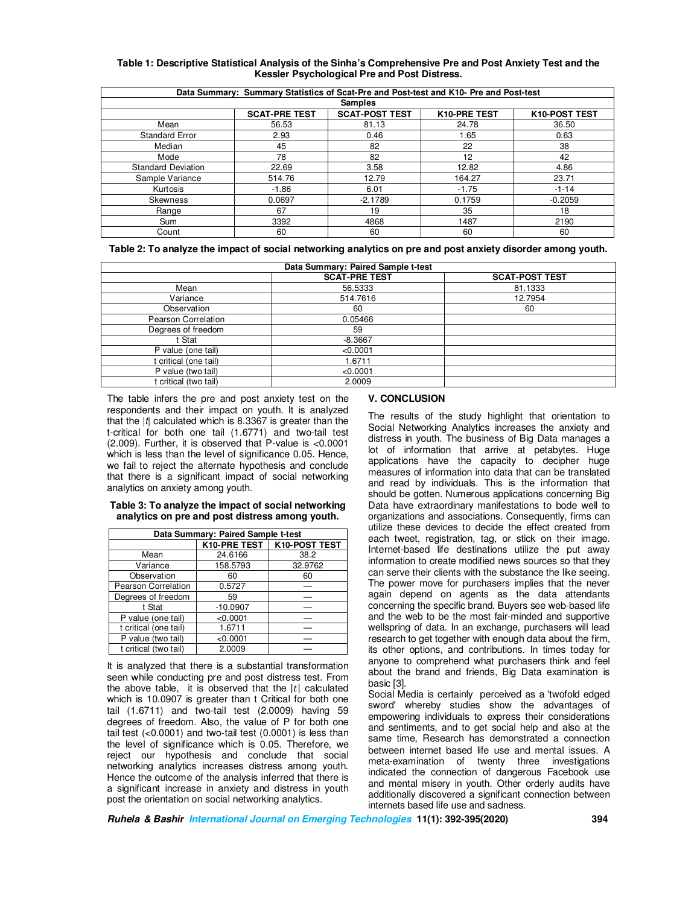**Table 1: Descriptive Statistical Analysis of the Sinha's Comprehensive Pre and Post Anxiety Test and the Kessler Psychological Pre and Post Distress.**

| Data Summary: Summary Statistics of Scat-Pre and Post-test and K10- Pre and Post-test | | | | |
|---|---|---|---|---|
| | **Samples** | | | |
| | **SCAT-PRE TEST** | **SCAT-POST TEST** | **K10-PRE TEST** | **K10-POST TEST** |
| Mean | 56.53 | 81.13 | 24.78 | 36.50 |
| Standard Error | 2.93 | 0.46 | 1.65 | 0.63 |
| Median | 45 | 82 | 22 | 38 |
| Mode | 78 | 82 | 12 | 42 |
| Standard Deviation | 22.69 | 3.58 | 12.82 | 4.86 |
| Sample Variance | 514.76 | 12.79 | 164.27 | 23.71 |
| Kurtosis | -1.86 | 6.01 | -1.75 | -1-14 |
| Skewness | 0.0697 | -2.1789 | 0.1759 | -0.2059 |
| Range | 67 | 19 | 35 | 18 |
| Sum | 3392 | 4868 | 1487 | 2190 |
| Count | 60 | 60 | 60 | 60 |

**Table 2: To analyze the impact of social networking analytics on pre and post anxiety disorder among youth.**

| Data Summary: Paired Sample t-test | | |
|---|---|---|
| | **SCAT-PRE TEST** | **SCAT-POST TEST** |
| Mean | 56.5333 | 81.1333 |
| Variance | 514.7616 | 12.7954 |
| Observation | 60 | 60 |
| Pearson Correlation | 0.05466 | |
| Degrees of freedom | 59 | |
| t Stat | -8.3667 | |
| P value (one tail) | <0.0001 | |
| t critical (one tail) | 1.6711 | |
| P value (two tail) | <0.0001 | |
| t critical (two tail) | 2.0009 | |

The table infers the pre and post anxiety test on the respondents and their impact on youth. It is analyzed that the $|t|$ calculated which is 8.3367 is greater than the t-critical for both one tail (1.6771) and two-tail test (2.009). Further, it is observed that P-value is <0.0001 which is less than the level of significance 0.05. Hence, we fail to reject the alternate hypothesis and conclude that there is a significant impact of social networking analytics on anxiety among youth.

**Table 3: To analyze the impact of social networking analytics on pre and post distress among youth.**

| Data Summary: Paired Sample t-test | | |
|---|---|---|
| | **K10-PRE TEST** | **K10-POST TEST** |
| Mean | 24.6166 | 38.2 |
| Variance | 158.5793 | 32.9762 |
| Observation | 60 | 60 |
| Pearson Correlation | 0.5727 | — |
| Degrees of freedom | 59 | — |
| t Stat | -10.0907 | — |
| P value (one tail) | <0.0001 | — |
| t critical (one tail) | 1.6711 | — |
| P value (two tail) | <0.0001 | — |
| t critical (two tail) | 2.0009 | — |

It is analyzed that there is a substantial transformation seen while conducting pre and post distress test. From the above table, it is observed that the $|t|$ calculated which is 10.0907 is greater than t Critical for both one tail (1.6711) and two-tail test (2.0009) having 59 degrees of freedom. Also, the value of P for both one tail test (<0.0001) and two-tail test (0.0001) is less than the level of significance which is 0.05. Therefore, we reject our hypothesis and conclude that social networking analytics increases distress among youth. Hence the outcome of the analysis inferred that there is a significant increase in anxiety and distress in youth post the orientation on social networking analytics.

## V. CONCLUSION

The results of the study highlight that orientation to Social Networking Analytics increases the anxiety and distress in youth. The business of Big Data manages a lot of information that arrive at petabytes. Huge applications have the capacity to decipher huge measures of information into data that can be translated and read by individuals. This is the information that should be gotten. Numerous applications concerning Big Data have extraordinary manifestations to bode well to organizations and associations. Consequently, firms can utilize these devices to decide the effect created from each tweet, registration, tag, or stick on their image. Internet-based life destinations utilize the put away information to create modified news sources so that they can serve their clients with the substance the like seeing. The power move for purchasers implies that the never again depend on agents as the data attendants concerning the specific brand. Buyers see web-based life and the web to be the most fair-minded and supportive wellspring of data. In an exchange, purchasers will lead research to get together with enough data about the firm, its other options, and contributions. In times today for anyone to comprehend what purchasers think and feel about the brand and friends, Big Data examination is basic [3].

Social Media is certainly perceived as a 'twofold edged sword' whereby studies show the advantages of empowering individuals to express their considerations and sentiments, and to get social help and also at the same time, Research has demonstrated a connection between internet based life use and mental issues. A meta-examination of twenty three investigations indicated the connection of dangerous Facebook use and mental misery in youth. Other orderly audits have additionally discovered a significant connection between internets based life use and sadness.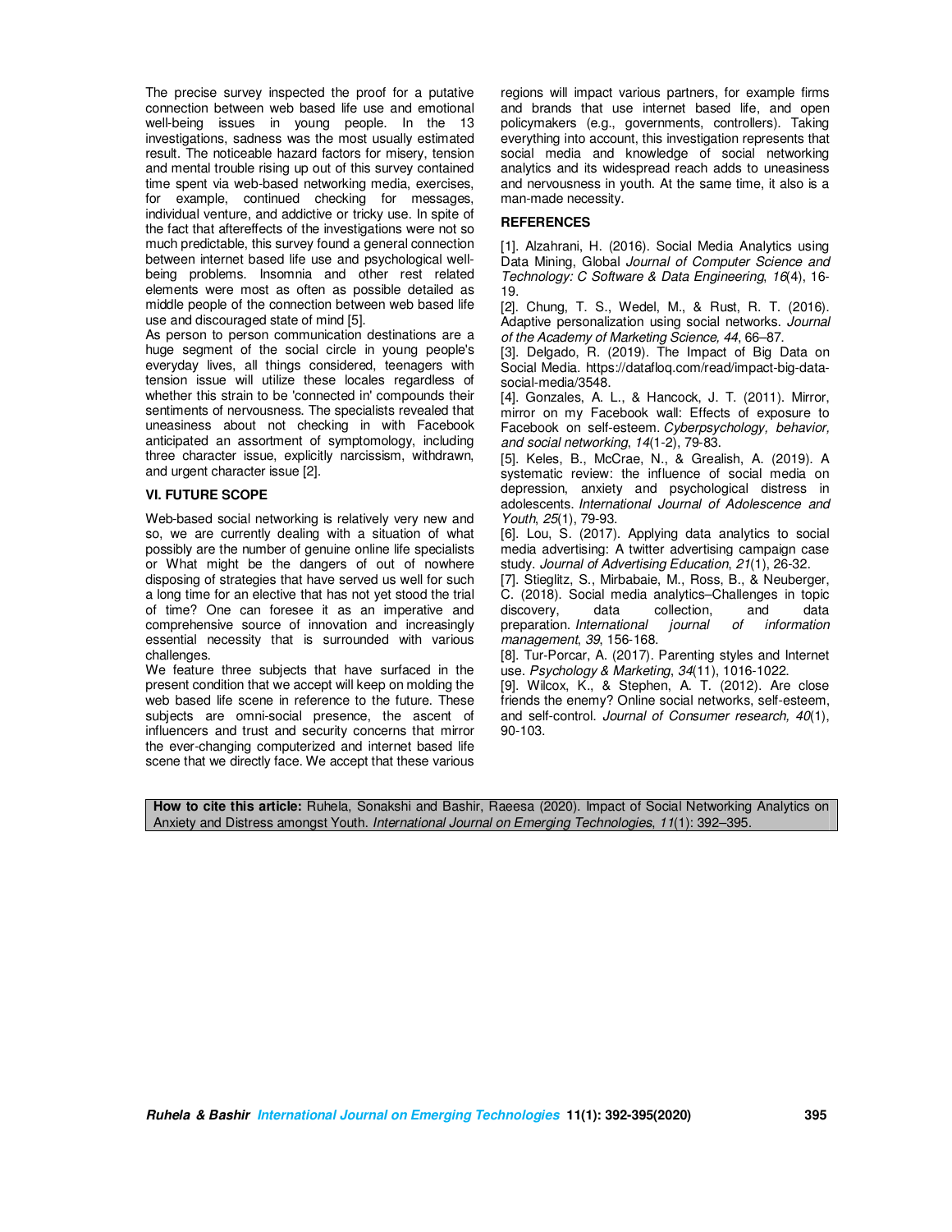The precise survey inspected the proof for a putative connection between web based life use and emotional well-being issues in young people. In the 13 investigations, sadness was the most usually estimated result. The noticeable hazard factors for misery, tension and mental trouble rising up out of this survey contained time spent via web-based networking media, exercises, for example, continued checking for messages, individual venture, and addictive or tricky use. In spite of the fact that aftereffects of the investigations were not so much predictable, this survey found a general connection between internet based life use and psychological well-being problems. Insomnia and other rest related elements were most as often as possible detailed as middle people of the connection between web based life use and discouraged state of mind [5].

As person to person communication destinations are a huge segment of the social circle in young people's everyday lives, all things considered, teenagers with tension issue will utilize these locales regardless of whether this strain to be 'connected in' compounds their sentiments of nervousness. The specialists revealed that uneasiness about not checking in with Facebook anticipated an assortment of symptomology, including three character issue, explicitly narcissism, withdrawn, and urgent character issue [2].

## VI. FUTURE SCOPE

Web-based social networking is relatively very new and so, we are currently dealing with a situation of what possibly are the number of genuine online life specialists or What might be the dangers of out of nowhere disposing of strategies that have served us well for such a long time for an elective that has not yet stood the trial of time? One can foresee it as an imperative and comprehensive source of innovation and increasingly essential necessity that is surrounded with various challenges.

We feature three subjects that have surfaced in the present condition that we accept will keep on molding the web based life scene in reference to the future. These subjects are omni-social presence, the ascent of influencers and trust and security concerns that mirror the ever-changing computerized and internet based life scene that we directly face. We accept that these various regions will impact various partners, for example firms and brands that use internet based life, and open policymakers (e.g., governments, controllers). Taking everything into account, this investigation represents that social media and knowledge of social networking analytics and its widespread reach adds to uneasiness and nervousness in youth. At the same time, it also is a man-made necessity.

## REFERENCES

[1]. Alzahrani, H. (2016). Social Media Analytics using Data Mining, Global *Journal of Computer Science and Technology: C Software & Data Engineering*, *16*(4), 16-19.

[2]. Chung, T. S., Wedel, M., & Rust, R. T. (2016). Adaptive personalization using social networks. *Journal of the Academy of Marketing Science, 44*, 66–87.

[3]. Delgado, R. (2019). The Impact of Big Data on Social Media. https://datafloq.com/read/impact-big-data-social-media/3548.

[4]. Gonzales, A. L., & Hancock, J. T. (2011). Mirror, mirror on my Facebook wall: Effects of exposure to Facebook on self-esteem. *Cyberpsychology, behavior, and social networking*, *14*(1-2), 79-83.

[5]. Keles, B., McCrae, N., & Grealish, A. (2019). A systematic review: the influence of social media on depression, anxiety and psychological distress in adolescents. *International Journal of Adolescence and Youth*, *25*(1), 79-93.

[6]. Lou, S. (2017). Applying data analytics to social media advertising: A twitter advertising campaign case study. *Journal of Advertising Education*, *21*(1), 26-32.

[7]. Stieglitz, S., Mirbabaie, M., Ross, B., & Neuberger, C. (2018). Social media analytics–Challenges in topic discovery, data collection, and data preparation. *International journal of information management*, *39*, 156-168.

[8]. Tur-Porcar, A. (2017). Parenting styles and Internet use. *Psychology & Marketing*, *34*(11), 1016-1022.

[9]. Wilcox, K., & Stephen, A. T. (2012). Are close friends the enemy? Online social networks, self-esteem, and self-control. *Journal of Consumer research, 40*(1), 90-103.

**How to cite this article:** Ruhela, Sonakshi and Bashir, Raeesa (2020). Impact of Social Networking Analytics on Anxiety and Distress amongst Youth. *International Journal on Emerging Technologies*, *11*(1): 392–395.